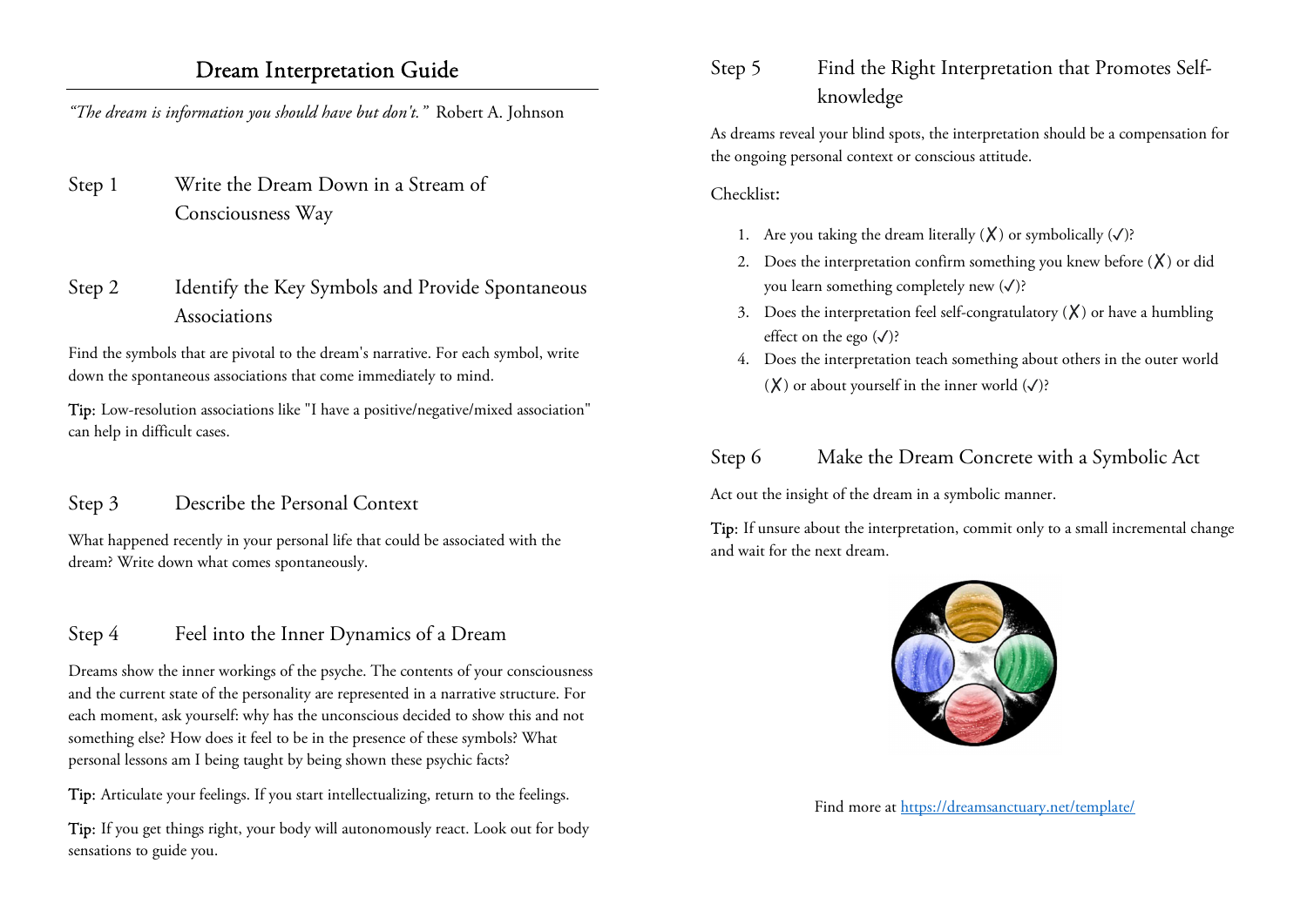# Dream Interpretation Guide

*"The dream is information you should have but don't."* Robert A. Johnson

## Step 1 Write the Dream Down in a Stream of Consciousness Way

## Step 2 Identify the Key Symbols and Provide Spontaneous Associations

Find the symbols that are pivotal to the dream's narrative. For each symbol, write down the spontaneous associations that come immediately to mind.

**Tip**: Low-resolution associations like "I have a positive/negative/mixed association" can help in difficult cases.

## Step 3 Describe the Personal Context

What happened recently in your personal life that could be associated with the dream? Write down what comes spontaneously.

## Step 4 Feel into the Inner Dynamics of a Dream

Dreams show the inner workings of the psyche. The contents of your consciousness and the current state of the personality are represented in a narrative structure. For each moment, ask yourself: why has the unconscious decided to show this and not something else? How does it feel to be in the presence of these symbols? What personal lessons am I being taught by being shown these psychic facts?

**Tip**: Articulate your feelings. If you start intellectualizing, return to the feelings.

**Tip**: If you get things right, your body will autonomously react. Look out for body sensations to guide you.

## Step 5 Find the Right Interpretation that Promotes Self-knowledge

As dreams reveal your blind spots, the interpretation should be a compensation for the ongoing personal context or conscious attitude.

Checklist:

1. Are you taking the dream literally (✗) or symbolically (✓)?
2. Does the interpretation confirm something you knew before (✗) or did you learn something completely new (✓)?
3. Does the interpretation feel self-congratulatory (✗) or have a humbling effect on the ego (✓)?
4. Does the interpretation teach something about others in the outer world (✗) or about yourself in the inner world (✓)?

## Step 6 Make the Dream Concrete with a Symbolic Act

Act out the insight of the dream in a symbolic manner.

**Tip**: If unsure about the interpretation, commit only to a small incremental change and wait for the next dream.

Find more at https://dreamsanctuary.net/template/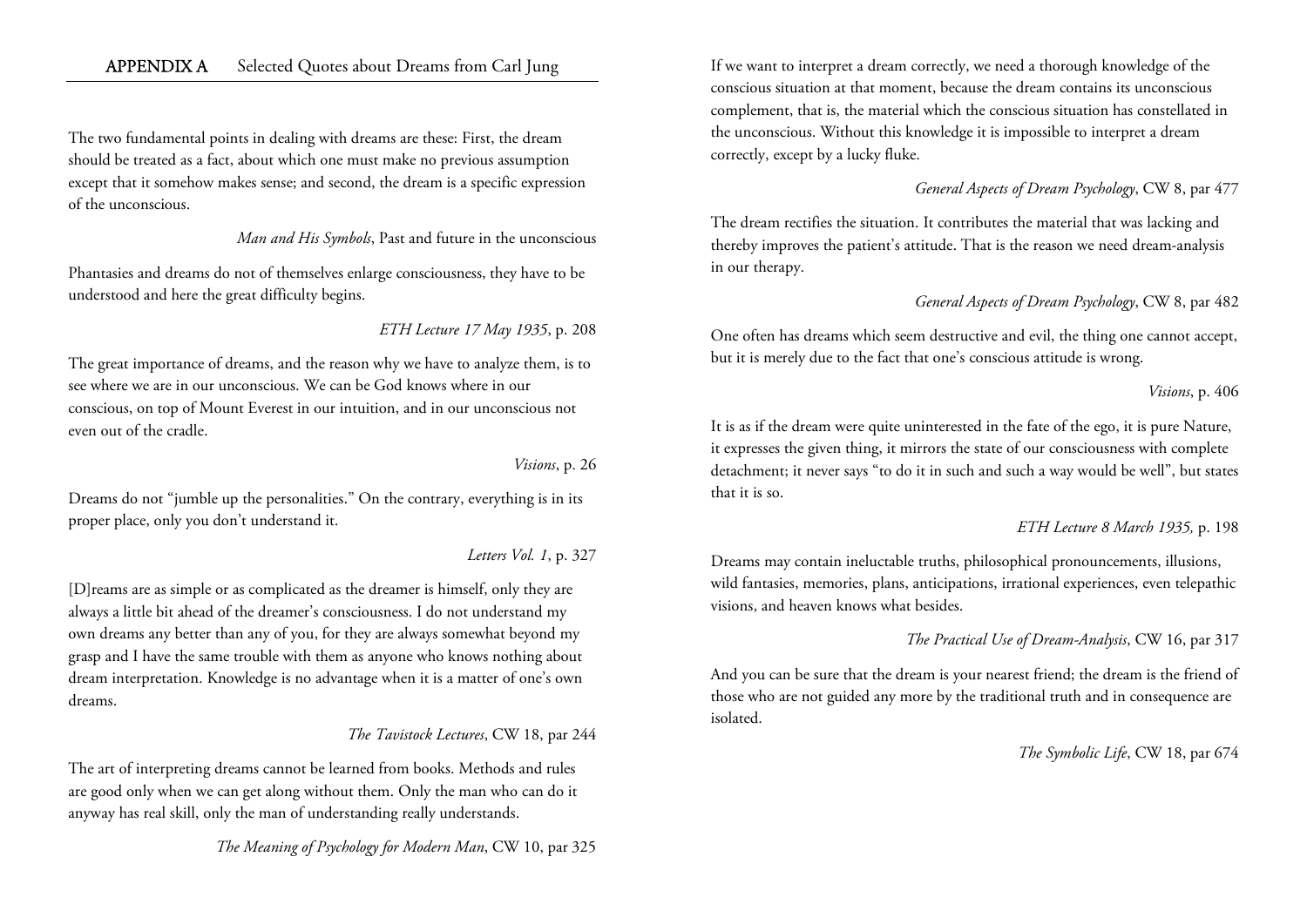## APPENDIX A Selected Quotes about Dreams from Carl Jung

The two fundamental points in dealing with dreams are these: First, the dream should be treated as a fact, about which one must make no previous assumption except that it somehow makes sense; and second, the dream is a specific expression of the unconscious.

*Man and His Symbols*, Past and future in the unconscious

Phantasies and dreams do not of themselves enlarge consciousness, they have to be understood and here the great difficulty begins.

*ETH Lecture 17 May 1935*, p. 208

The great importance of dreams, and the reason why we have to analyze them, is to see where we are in our unconscious. We can be God knows where in our conscious, on top of Mount Everest in our intuition, and in our unconscious not even out of the cradle.

*Visions*, p. 26

Dreams do not "jumble up the personalities." On the contrary, everything is in its proper place, only you don't understand it.

*Letters Vol. 1*, p. 327

[D]reams are as simple or as complicated as the dreamer is himself, only they are always a little bit ahead of the dreamer's consciousness. I do not understand my own dreams any better than any of you, for they are always somewhat beyond my grasp and I have the same trouble with them as anyone who knows nothing about dream interpretation. Knowledge is no advantage when it is a matter of one's own dreams.

*The Tavistock Lectures*, CW 18, par 244

The art of interpreting dreams cannot be learned from books. Methods and rules are good only when we can get along without them. Only the man who can do it anyway has real skill, only the man of understanding really understands.

*The Meaning of Psychology for Modern Man*, CW 10, par 325

If we want to interpret a dream correctly, we need a thorough knowledge of the conscious situation at that moment, because the dream contains its unconscious complement, that is, the material which the conscious situation has constellated in the unconscious. Without this knowledge it is impossible to interpret a dream correctly, except by a lucky fluke.

*General Aspects of Dream Psychology*, CW 8, par 477

The dream rectifies the situation. It contributes the material that was lacking and thereby improves the patient's attitude. That is the reason we need dream-analysis in our therapy.

*General Aspects of Dream Psychology*, CW 8, par 482

One often has dreams which seem destructive and evil, the thing one cannot accept, but it is merely due to the fact that one's conscious attitude is wrong.

*Visions*, p. 406

It is as if the dream were quite uninterested in the fate of the ego, it is pure Nature, it expresses the given thing, it mirrors the state of our consciousness with complete detachment; it never says "to do it in such and such a way would be well", but states that it is so.

*ETH Lecture 8 March 1935,* p. 198

Dreams may contain ineluctable truths, philosophical pronouncements, illusions, wild fantasies, memories, plans, anticipations, irrational experiences, even telepathic visions, and heaven knows what besides.

*The Practical Use of Dream-Analysis*, CW 16, par 317

And you can be sure that the dream is your nearest friend; the dream is the friend of those who are not guided any more by the traditional truth and in consequence are isolated.

*The Symbolic Life*, CW 18, par 674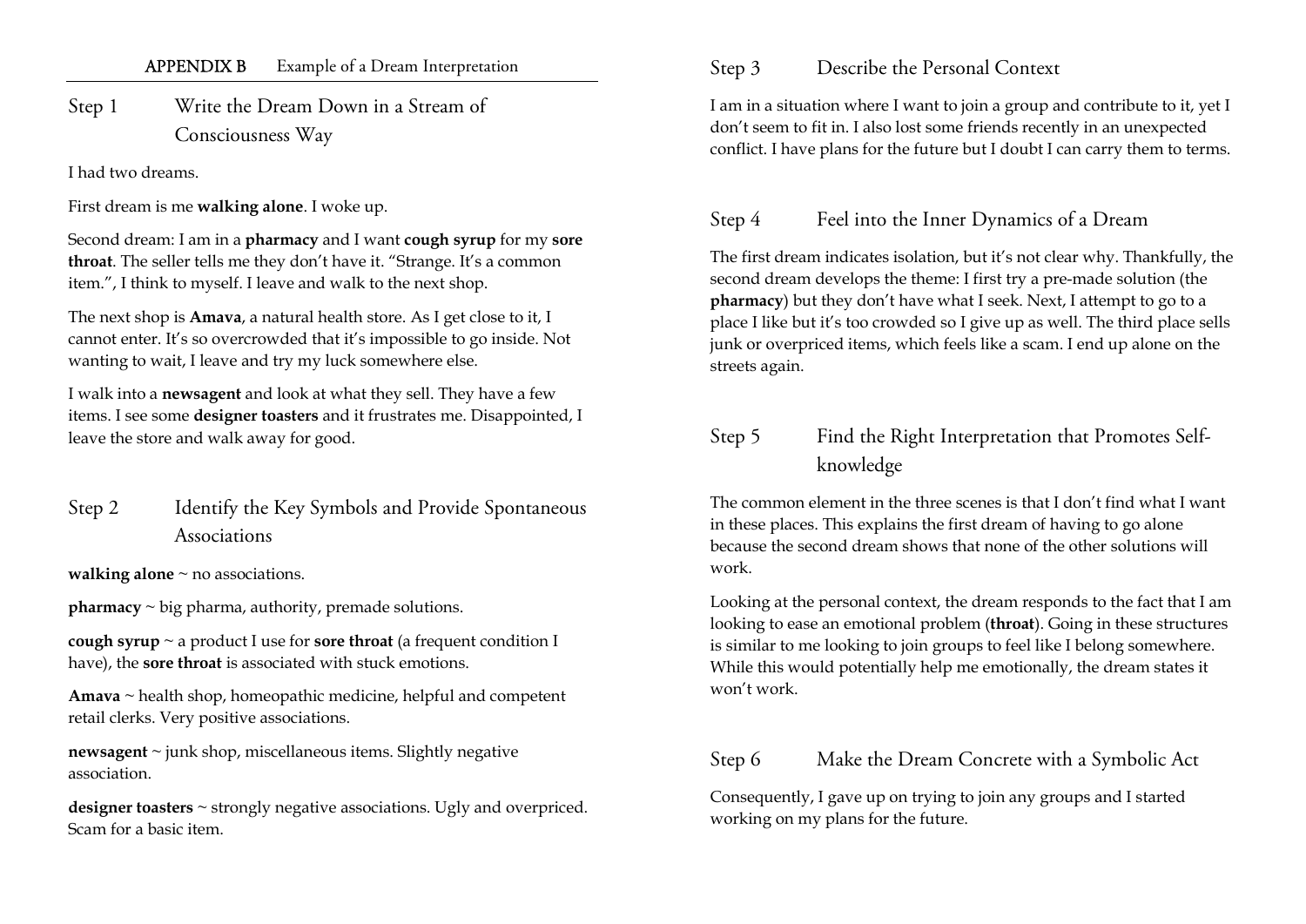## APPENDIX B Example of a Dream Interpretation

### Step 1 Write the Dream Down in a Stream of Consciousness Way

I had two dreams.

First dream is me **walking alone**. I woke up.

Second dream: I am in a **pharmacy** and I want **cough syrup** for my **sore throat**. The seller tells me they don't have it. "Strange. It's a common item.", I think to myself. I leave and walk to the next shop.

The next shop is **Amava**, a natural health store. As I get close to it, I cannot enter. It's so overcrowded that it's impossible to go inside. Not wanting to wait, I leave and try my luck somewhere else.

I walk into a **newsagent** and look at what they sell. They have a few items. I see some **designer toasters** and it frustrates me. Disappointed, I leave the store and walk away for good.

### Step 2 Identify the Key Symbols and Provide Spontaneous Associations

**walking alone** ~ no associations.

**pharmacy** ~ big pharma, authority, premade solutions.

**cough syrup** ~ a product I use for **sore throat** (a frequent condition I have), the **sore throat** is associated with stuck emotions.

**Amava** ~ health shop, homeopathic medicine, helpful and competent retail clerks. Very positive associations.

**newsagent** ~ junk shop, miscellaneous items. Slightly negative association.

**designer toasters** ~ strongly negative associations. Ugly and overpriced. Scam for a basic item.

### Step 3 Describe the Personal Context

I am in a situation where I want to join a group and contribute to it, yet I don't seem to fit in. I also lost some friends recently in an unexpected conflict. I have plans for the future but I doubt I can carry them to terms.

### Step 4 Feel into the Inner Dynamics of a Dream

The first dream indicates isolation, but it's not clear why. Thankfully, the second dream develops the theme: I first try a pre-made solution (the **pharmacy**) but they don't have what I seek. Next, I attempt to go to a place I like but it's too crowded so I give up as well. The third place sells junk or overpriced items, which feels like a scam. I end up alone on the streets again.

### Step 5 Find the Right Interpretation that Promotes Self-knowledge

The common element in the three scenes is that I don't find what I want in these places. This explains the first dream of having to go alone because the second dream shows that none of the other solutions will work.

Looking at the personal context, the dream responds to the fact that I am looking to ease an emotional problem (**throat**). Going in these structures is similar to me looking to join groups to feel like I belong somewhere. While this would potentially help me emotionally, the dream states it won't work.

### Step 6 Make the Dream Concrete with a Symbolic Act

Consequently, I gave up on trying to join any groups and I started working on my plans for the future.